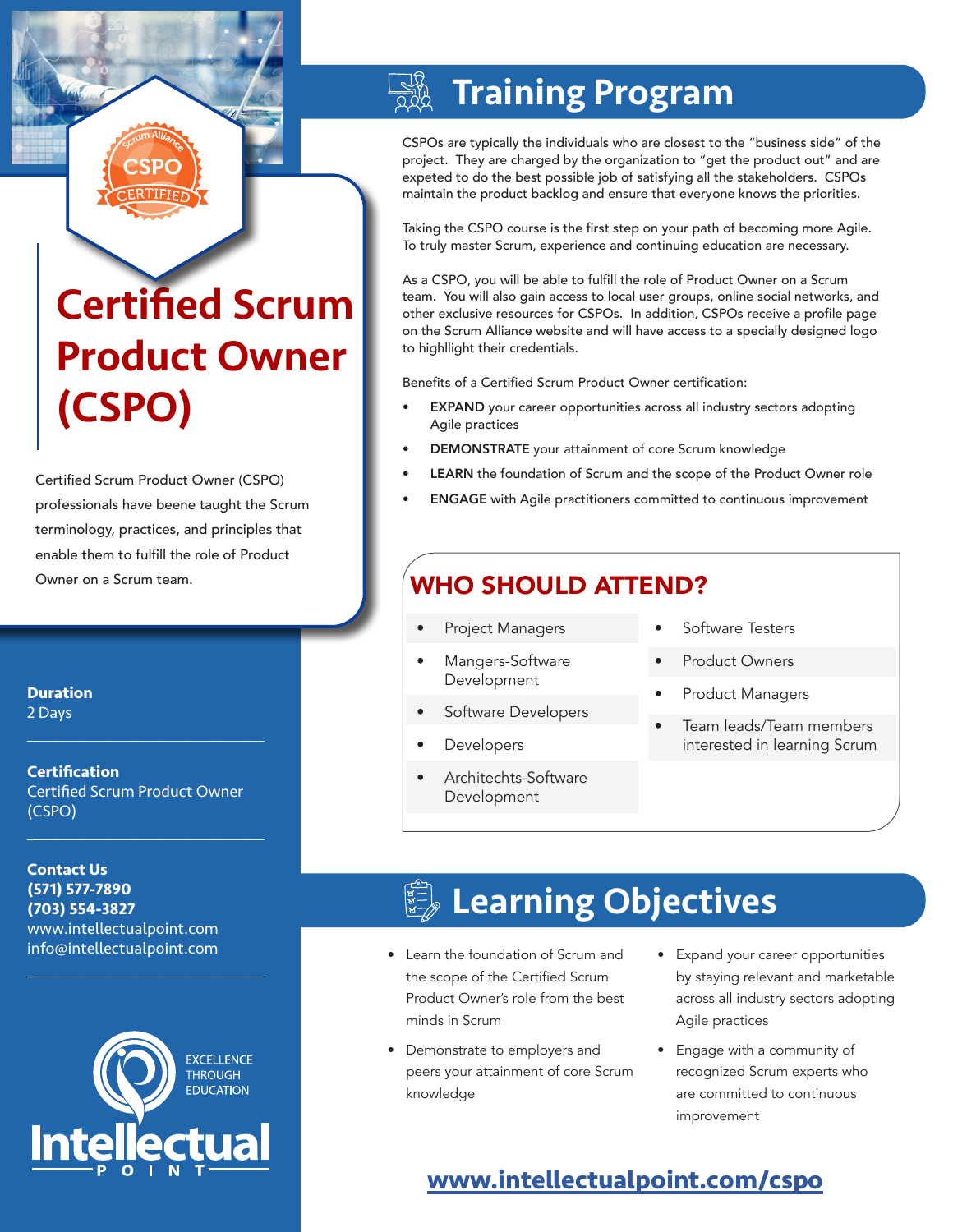# Certified Scrum Product Owner (CSPO)

Certified Scrum Product Owner (CSPO) professionals have beene taught the Scrum terminology, practices, and principles that enable them to fulfill the role of Product Owner on a Scrum team.

**Duration**
2 Days

**Certification**
Certified Scrum Product Owner (CSPO)

**Contact Us**
**(571) 577-7890**
**(703) 554-3827**
www.intellectualpoint.com
info@intellectualpoint.com

EXCELLENCE THROUGH EDUCATION

Intellectual POINT

## Training Program

CSPOs are typically the individuals who are closest to the "business side" of the project. They are charged by the organization to "get the product out" and are expeted to do the best possible job of satisfying all the stakeholders. CSPOs maintain the product backlog and ensure that everyone knows the priorities.

Taking the CSPO course is the first step on your path of becoming more Agile. To truly master Scrum, experience and continuing education are necessary.

As a CSPO, you will be able to fulfill the role of Product Owner on a Scrum team. You will also gain access to local user groups, online social networks, and other exclusive resources for CSPOs. In addition, CSPOs receive a profile page on the Scrum Alliance website and will have access to a specially designed logo to highllight their credentials.

Benefits of a Certified Scrum Product Owner certification:

- **EXPAND** your career opportunities across all industry sectors adopting Agile practices
- **DEMONSTRATE** your attainment of core Scrum knowledge
- **LEARN** the foundation of Scrum and the scope of the Product Owner role
- **ENGAGE** with Agile practitioners committed to continuous improvement

### WHO SHOULD ATTEND?

- Project Managers
- Mangers-Software Development
- Software Developers
- Developers
- Architechts-Software Development
- Software Testers
- Product Owners
- Product Managers
- Team leads/Team members interested in learning Scrum

## Learning Objectives

- Learn the foundation of Scrum and the scope of the Certified Scrum Product Owner's role from the best minds in Scrum
- Demonstrate to employers and peers your attainment of core Scrum knowledge
- Expand your career opportunities by staying relevant and marketable across all industry sectors adopting Agile practices
- Engage with a community of recognized Scrum experts who are committed to continuous improvement

**www.intellectualpoint.com/cspo**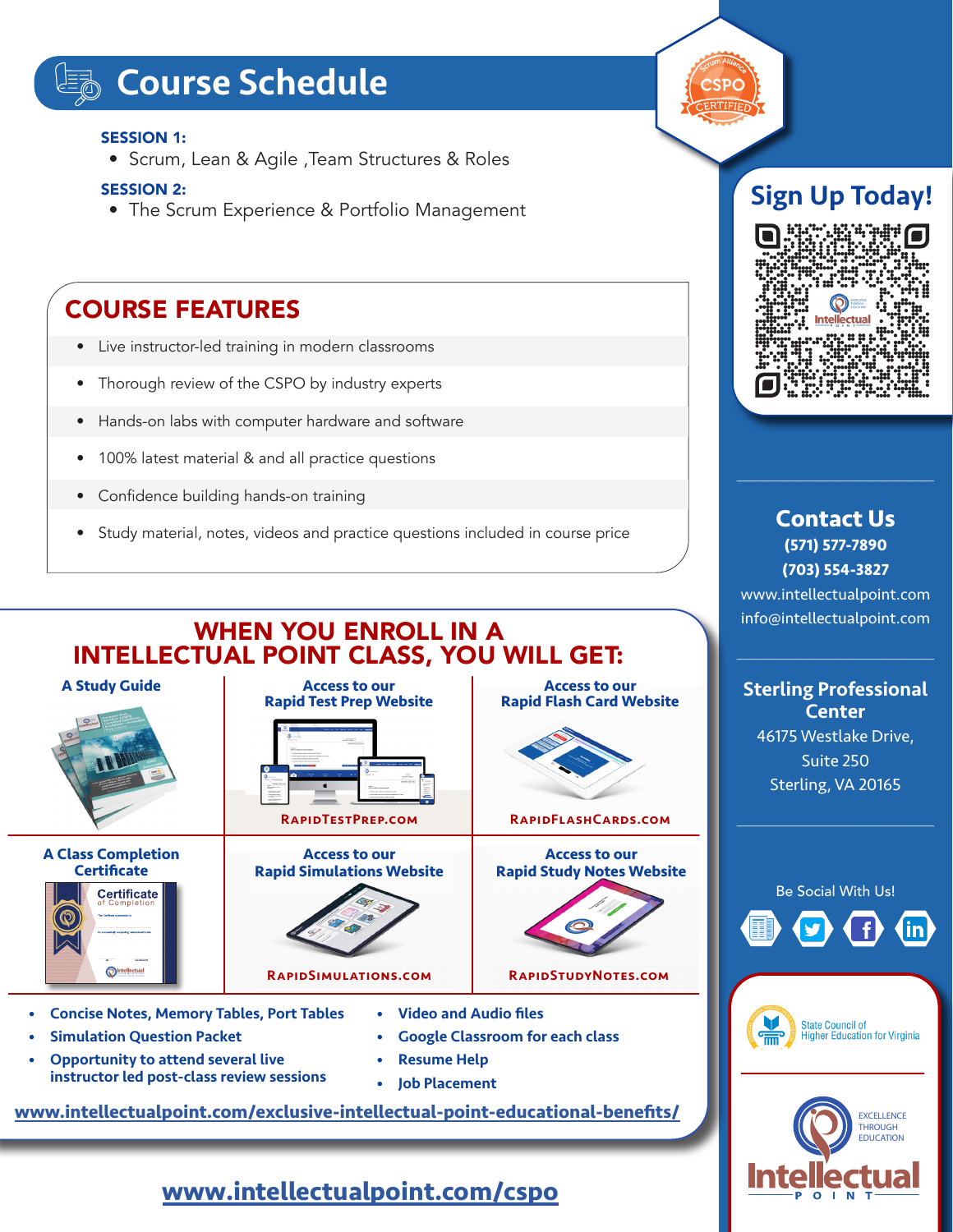# Course Schedule

**SESSION 1:**

- Scrum, Lean & Agile ,Team Structures & Roles

**SESSION 2:**

- The Scrum Experience & Portfolio Management

## COURSE FEATURES

- Live instructor-led training in modern classrooms
- Thorough review of the CSPO by industry experts
- Hands-on labs with computer hardware and software
- 100% latest material & and all practice questions
- Confidence building hands-on training
- Study material, notes, videos and practice questions included in course price

## WHEN YOU ENROLL IN A INTELLECTUAL POINT CLASS, YOU WILL GET:

| | | |
|---|---|---|
| A Study Guide | Access to our Rapid Test Prep Website<br>RAPIDTESTPREP.COM | Access to our Rapid Flash Card Website<br>RAPIDFLASHCARDS.COM |
| A Class Completion Certificate | Access to our Rapid Simulations Website<br>RAPIDSIMULATIONS.COM | Access to our Rapid Study Notes Website<br>RAPIDSTUDYNOTES.COM |

- Concise Notes, Memory Tables, Port Tables
- Simulation Question Packet
- Opportunity to attend several live instructor led post-class review sessions
- Video and Audio files
- Google Classroom for each class
- Resume Help
- Job Placement

www.intellectualpoint.com/exclusive-intellectual-point-educational-benefits/

www.intellectualpoint.com/cspo

## Sign Up Today!

## Contact Us

**(571) 577-7890**
**(703) 554-3827**
www.intellectualpoint.com
info@intellectualpoint.com

## Sterling Professional Center

46175 Westlake Drive,
Suite 250
Sterling, VA 20165

Be Social With Us!

State Council of Higher Education for Virginia

Intellectual Point — EXCELLENCE THROUGH EDUCATION